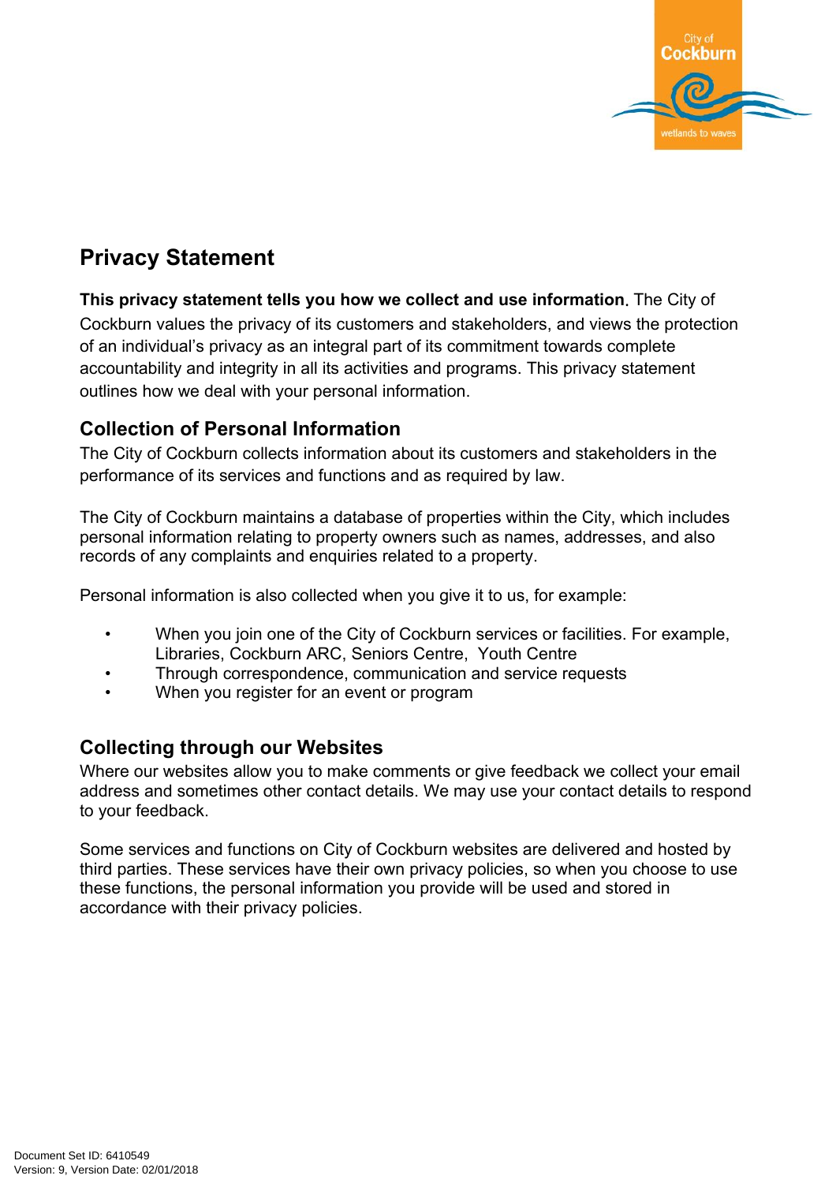# Privacy Statement

**This privacy statement tells you how we collect and use information.** The City of Cockburn values the privacy of its customers and stakeholders, and views the protection of an individual's privacy as an integral part of its commitment towards complete accountability and integrity in all its activities and programs. This privacy statement outlines how we deal with your personal information.

## Collection of Personal Information

The City of Cockburn collects information about its customers and stakeholders in the performance of its services and functions and as required by law.

The City of Cockburn maintains a database of properties within the City, which includes personal information relating to property owners such as names, addresses, and also records of any complaints and enquiries related to a property.

Personal information is also collected when you give it to us, for example:

- When you join one of the City of Cockburn services or facilities. For example, Libraries, Cockburn ARC, Seniors Centre, Youth Centre
- Through correspondence, communication and service requests
- When you register for an event or program

## Collecting through our Websites

Where our websites allow you to make comments or give feedback we collect your email address and sometimes other contact details. We may use your contact details to respond to your feedback.

Some services and functions on City of Cockburn websites are delivered and hosted by third parties. These services have their own privacy policies, so when you choose to use these functions, the personal information you provide will be used and stored in accordance with their privacy policies.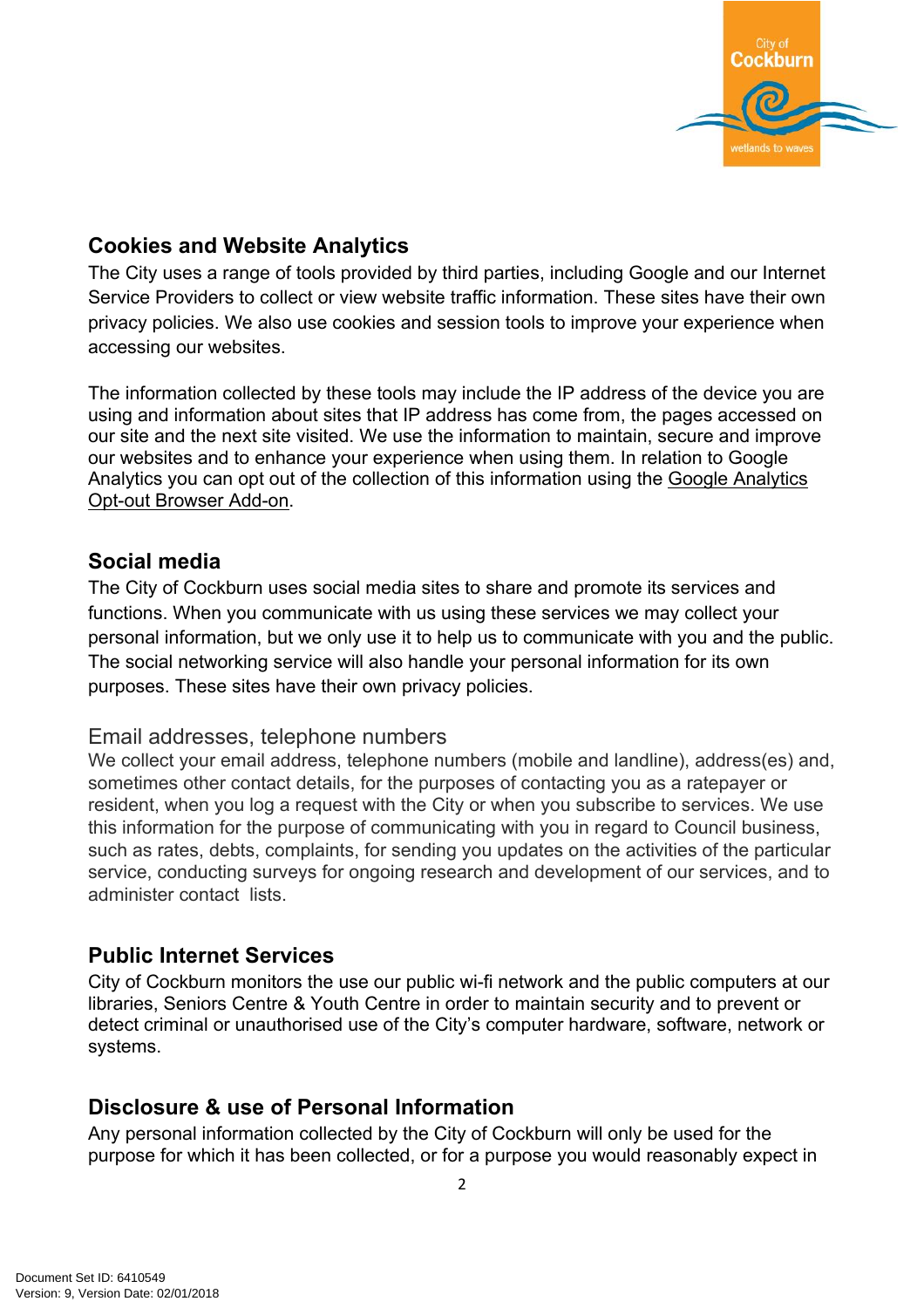## Cookies and Website Analytics

The City uses a range of tools provided by third parties, including Google and our Internet Service Providers to collect or view website traffic information. These sites have their own privacy policies. We also use cookies and session tools to improve your experience when accessing our websites.

The information collected by these tools may include the IP address of the device you are using and information about sites that IP address has come from, the pages accessed on our site and the next site visited. We use the information to maintain, secure and improve our websites and to enhance your experience when using them. In relation to Google Analytics you can opt out of the collection of this information using the Google Analytics Opt-out Browser Add-on.

## Social media

The City of Cockburn uses social media sites to share and promote its services and functions. When you communicate with us using these services we may collect your personal information, but we only use it to help us to communicate with you and the public. The social networking service will also handle your personal information for its own purposes. These sites have their own privacy policies.

### Email addresses, telephone numbers

We collect your email address, telephone numbers (mobile and landline), address(es) and, sometimes other contact details, for the purposes of contacting you as a ratepayer or resident, when you log a request with the City or when you subscribe to services. We use this information for the purpose of communicating with you in regard to Council business, such as rates, debts, complaints, for sending you updates on the activities of the particular service, conducting surveys for ongoing research and development of our services, and to administer contact lists.

## Public Internet Services

City of Cockburn monitors the use our public wi-fi network and the public computers at our libraries, Seniors Centre & Youth Centre in order to maintain security and to prevent or detect criminal or unauthorised use of the City's computer hardware, software, network or systems.

## Disclosure & use of Personal Information

Any personal information collected by the City of Cockburn will only be used for the purpose for which it has been collected, or for a purpose you would reasonably expect in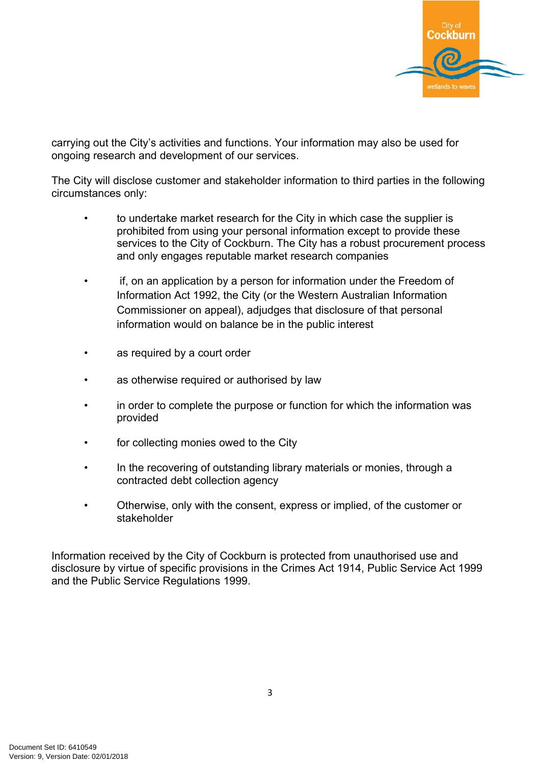carrying out the City's activities and functions. Your information may also be used for ongoing research and development of our services.

The City will disclose customer and stakeholder information to third parties in the following circumstances only:

- to undertake market research for the City in which case the supplier is prohibited from using your personal information except to provide these services to the City of Cockburn. The City has a robust procurement process and only engages reputable market research companies
- if, on an application by a person for information under the Freedom of Information Act 1992, the City (or the Western Australian Information Commissioner on appeal), adjudges that disclosure of that personal information would on balance be in the public interest
- as required by a court order
- as otherwise required or authorised by law
- in order to complete the purpose or function for which the information was provided
- for collecting monies owed to the City
- In the recovering of outstanding library materials or monies, through a contracted debt collection agency
- Otherwise, only with the consent, express or implied, of the customer or stakeholder

Information received by the City of Cockburn is protected from unauthorised use and disclosure by virtue of specific provisions in the Crimes Act 1914, Public Service Act 1999 and the Public Service Regulations 1999.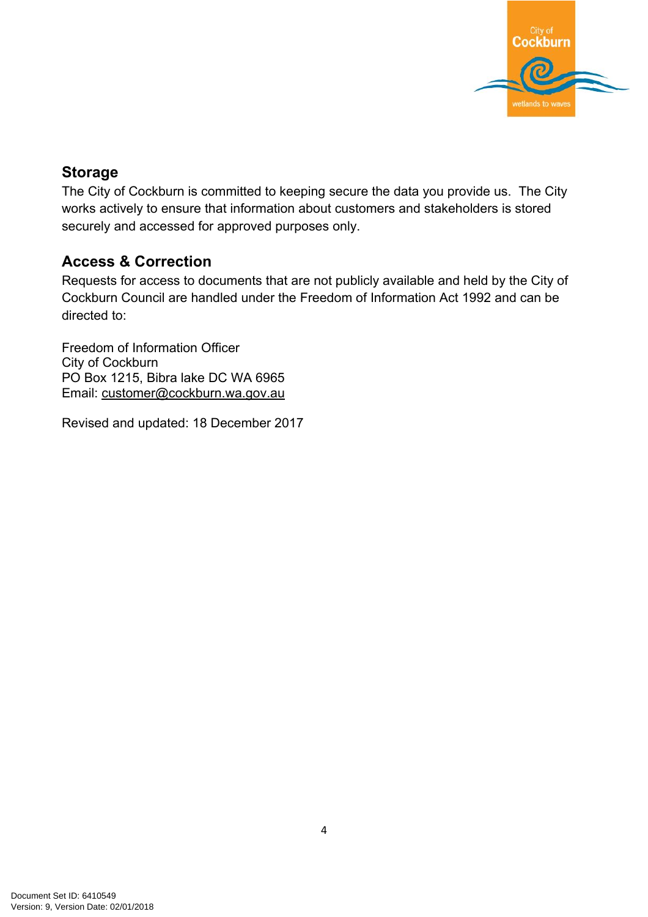## Storage

The City of Cockburn is committed to keeping secure the data you provide us. The City works actively to ensure that information about customers and stakeholders is stored securely and accessed for approved purposes only.

## Access & Correction

Requests for access to documents that are not publicly available and held by the City of Cockburn Council are handled under the Freedom of Information Act 1992 and can be directed to:

Freedom of Information Officer
City of Cockburn
PO Box 1215, Bibra lake DC WA 6965
Email: customer@cockburn.wa.gov.au

Revised and updated: 18 December 2017